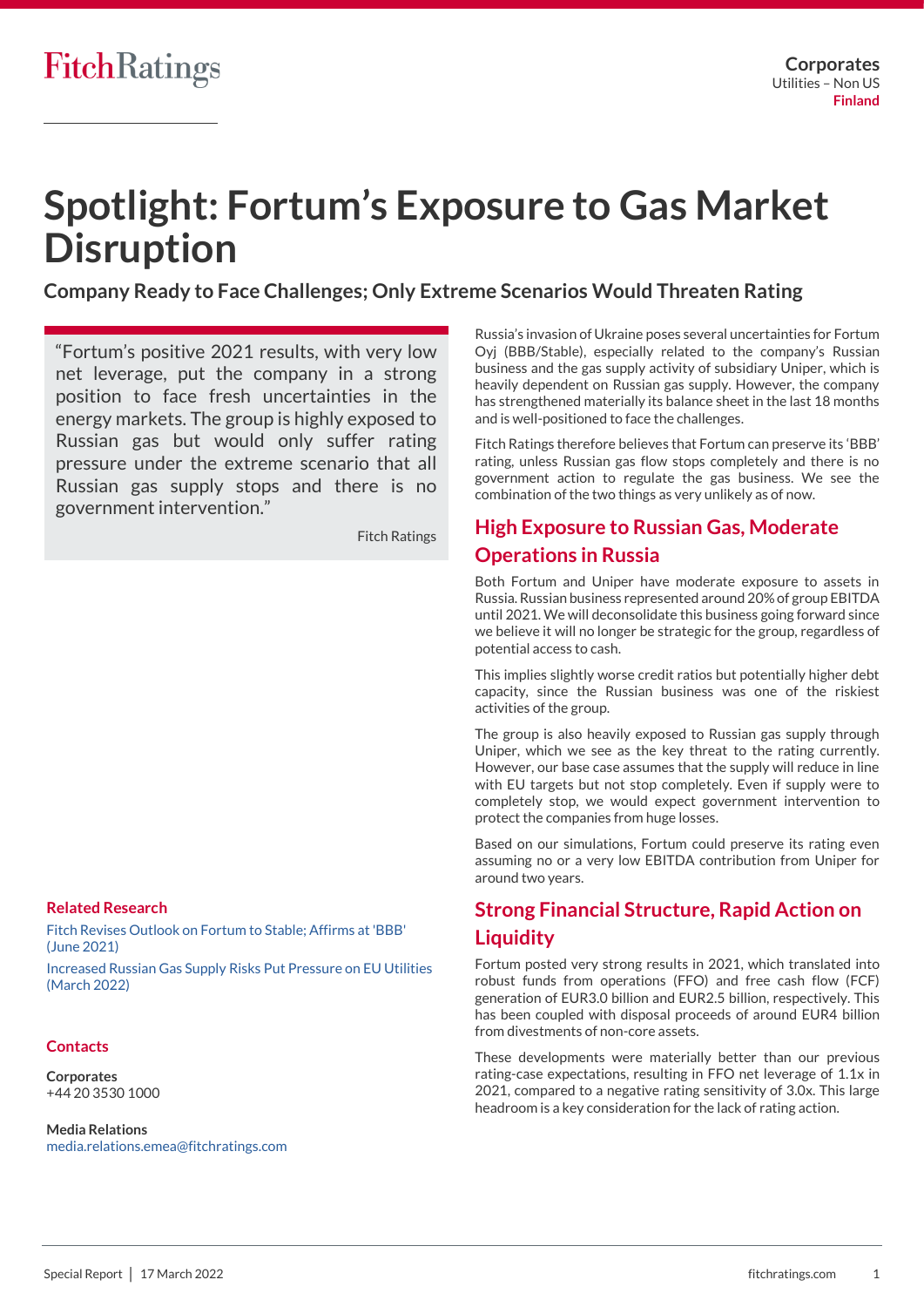FitchRatings

**Corporates**
Utilities – Non US
**Finland**

# Spotlight: Fortum's Exposure to Gas Market Disruption

## Company Ready to Face Challenges; Only Extreme Scenarios Would Threaten Rating

> "Fortum's positive 2021 results, with very low net leverage, put the company in a strong position to face fresh uncertainties in the energy markets. The group is highly exposed to Russian gas but would only suffer rating pressure under the extreme scenario that all Russian gas supply stops and there is no government intervention."
>
> Fitch Ratings

Russia's invasion of Ukraine poses several uncertainties for Fortum Oyj (BBB/Stable), especially related to the company's Russian business and the gas supply activity of subsidiary Uniper, which is heavily dependent on Russian gas supply. However, the company has strengthened materially its balance sheet in the last 18 months and is well-positioned to face the challenges.

Fitch Ratings therefore believes that Fortum can preserve its 'BBB' rating, unless Russian gas flow stops completely and there is no government action to regulate the gas business. We see the combination of the two things as very unlikely as of now.

## High Exposure to Russian Gas, Moderate Operations in Russia

Both Fortum and Uniper have moderate exposure to assets in Russia. Russian business represented around 20% of group EBITDA until 2021. We will deconsolidate this business going forward since we believe it will no longer be strategic for the group, regardless of potential access to cash.

This implies slightly worse credit ratios but potentially higher debt capacity, since the Russian business was one of the riskiest activities of the group.

The group is also heavily exposed to Russian gas supply through Uniper, which we see as the key threat to the rating currently. However, our base case assumes that the supply will reduce in line with EU targets but not stop completely. Even if supply were to completely stop, we would expect government intervention to protect the companies from huge losses.

Based on our simulations, Fortum could preserve its rating even assuming no or a very low EBITDA contribution from Uniper for around two years.

## Strong Financial Structure, Rapid Action on Liquidity

Fortum posted very strong results in 2021, which translated into robust funds from operations (FFO) and free cash flow (FCF) generation of EUR3.0 billion and EUR2.5 billion, respectively. This has been coupled with disposal proceeds of around EUR4 billion from divestments of non-core assets.

These developments were materially better than our previous rating-case expectations, resulting in FFO net leverage of 1.1x in 2021, compared to a negative rating sensitivity of 3.0x. This large headroom is a key consideration for the lack of rating action.

### Related Research

Fitch Revises Outlook on Fortum to Stable; Affirms at 'BBB' (June 2021)

Increased Russian Gas Supply Risks Put Pressure on EU Utilities (March 2022)

### Contacts

**Corporates**
+44 20 3530 1000

**Media Relations**
media.relations.emea@fitchratings.com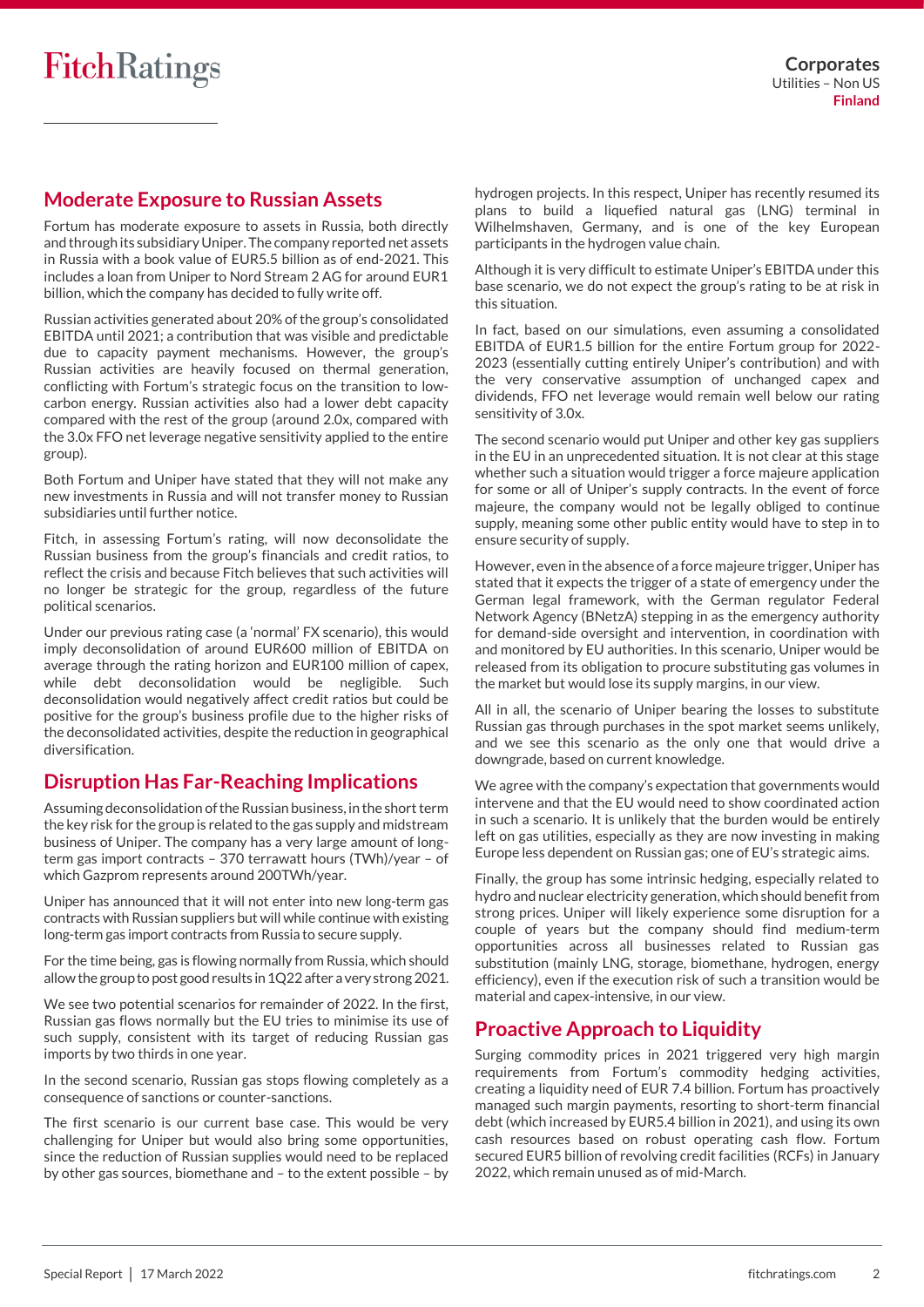## Moderate Exposure to Russian Assets

Fortum has moderate exposure to assets in Russia, both directly and through its subsidiary Uniper. The company reported net assets in Russia with a book value of EUR5.5 billion as of end-2021. This includes a loan from Uniper to Nord Stream 2 AG for around EUR1 billion, which the company has decided to fully write off.

Russian activities generated about 20% of the group's consolidated EBITDA until 2021; a contribution that was visible and predictable due to capacity payment mechanisms. However, the group's Russian activities are heavily focused on thermal generation, conflicting with Fortum's strategic focus on the transition to low-carbon energy. Russian activities also had a lower debt capacity compared with the rest of the group (around 2.0x, compared with the 3.0x FFO net leverage negative sensitivity applied to the entire group).

Both Fortum and Uniper have stated that they will not make any new investments in Russia and will not transfer money to Russian subsidiaries until further notice.

Fitch, in assessing Fortum's rating, will now deconsolidate the Russian business from the group's financials and credit ratios, to reflect the crisis and because Fitch believes that such activities will no longer be strategic for the group, regardless of the future political scenarios.

Under our previous rating case (a 'normal' FX scenario), this would imply deconsolidation of around EUR600 million of EBITDA on average through the rating horizon and EUR100 million of capex, while debt deconsolidation would be negligible. Such deconsolidation would negatively affect credit ratios but could be positive for the group's business profile due to the higher risks of the deconsolidated activities, despite the reduction in geographical diversification.

## Disruption Has Far-Reaching Implications

Assuming deconsolidation of the Russian business, in the short term the key risk for the group is related to the gas supply and midstream business of Uniper. The company has a very large amount of long-term gas import contracts – 370 terawatt hours (TWh)/year – of which Gazprom represents around 200TWh/year.

Uniper has announced that it will not enter into new long-term gas contracts with Russian suppliers but will while continue with existing long-term gas import contracts from Russia to secure supply.

For the time being, gas is flowing normally from Russia, which should allow the group to post good results in 1Q22 after a very strong 2021.

We see two potential scenarios for remainder of 2022. In the first, Russian gas flows normally but the EU tries to minimise its use of such supply, consistent with its target of reducing Russian gas imports by two thirds in one year.

In the second scenario, Russian gas stops flowing completely as a consequence of sanctions or counter-sanctions.

The first scenario is our current base case. This would be very challenging for Uniper but would also bring some opportunities, since the reduction of Russian supplies would need to be replaced by other gas sources, biomethane and – to the extent possible – by hydrogen projects. In this respect, Uniper has recently resumed its plans to build a liquefied natural gas (LNG) terminal in Wilhelmshaven, Germany, and is one of the key European participants in the hydrogen value chain.

Although it is very difficult to estimate Uniper's EBITDA under this base scenario, we do not expect the group's rating to be at risk in this situation.

In fact, based on our simulations, even assuming a consolidated EBITDA of EUR1.5 billion for the entire Fortum group for 2022-2023 (essentially cutting entirely Uniper's contribution) and with the very conservative assumption of unchanged capex and dividends, FFO net leverage would remain well below our rating sensitivity of 3.0x.

The second scenario would put Uniper and other key gas suppliers in the EU in an unprecedented situation. It is not clear at this stage whether such a situation would trigger a force majeure application for some or all of Uniper's supply contracts. In the event of force majeure, the company would not be legally obliged to continue supply, meaning some other public entity would have to step in to ensure security of supply.

However, even in the absence of a force majeure trigger, Uniper has stated that it expects the trigger of a state of emergency under the German legal framework, with the German regulator Federal Network Agency (BNetzA) stepping in as the emergency authority for demand-side oversight and intervention, in coordination with and monitored by EU authorities. In this scenario, Uniper would be released from its obligation to procure substituting gas volumes in the market but would lose its supply margins, in our view.

All in all, the scenario of Uniper bearing the losses to substitute Russian gas through purchases in the spot market seems unlikely, and we see this scenario as the only one that would drive a downgrade, based on current knowledge.

We agree with the company's expectation that governments would intervene and that the EU would need to show coordinated action in such a scenario. It is unlikely that the burden would be entirely left on gas utilities, especially as they are now investing in making Europe less dependent on Russian gas; one of EU's strategic aims.

Finally, the group has some intrinsic hedging, especially related to hydro and nuclear electricity generation, which should benefit from strong prices. Uniper will likely experience some disruption for a couple of years but the company should find medium-term opportunities across all businesses related to Russian gas substitution (mainly LNG, storage, biomethane, hydrogen, energy efficiency), even if the execution risk of such a transition would be material and capex-intensive, in our view.

## Proactive Approach to Liquidity

Surging commodity prices in 2021 triggered very high margin requirements from Fortum's commodity hedging activities, creating a liquidity need of EUR 7.4 billion. Fortum has proactively managed such margin payments, resorting to short-term financial debt (which increased by EUR5.4 billion in 2021), and using its own cash resources based on robust operating cash flow. Fortum secured EUR5 billion of revolving credit facilities (RCFs) in January 2022, which remain unused as of mid-March.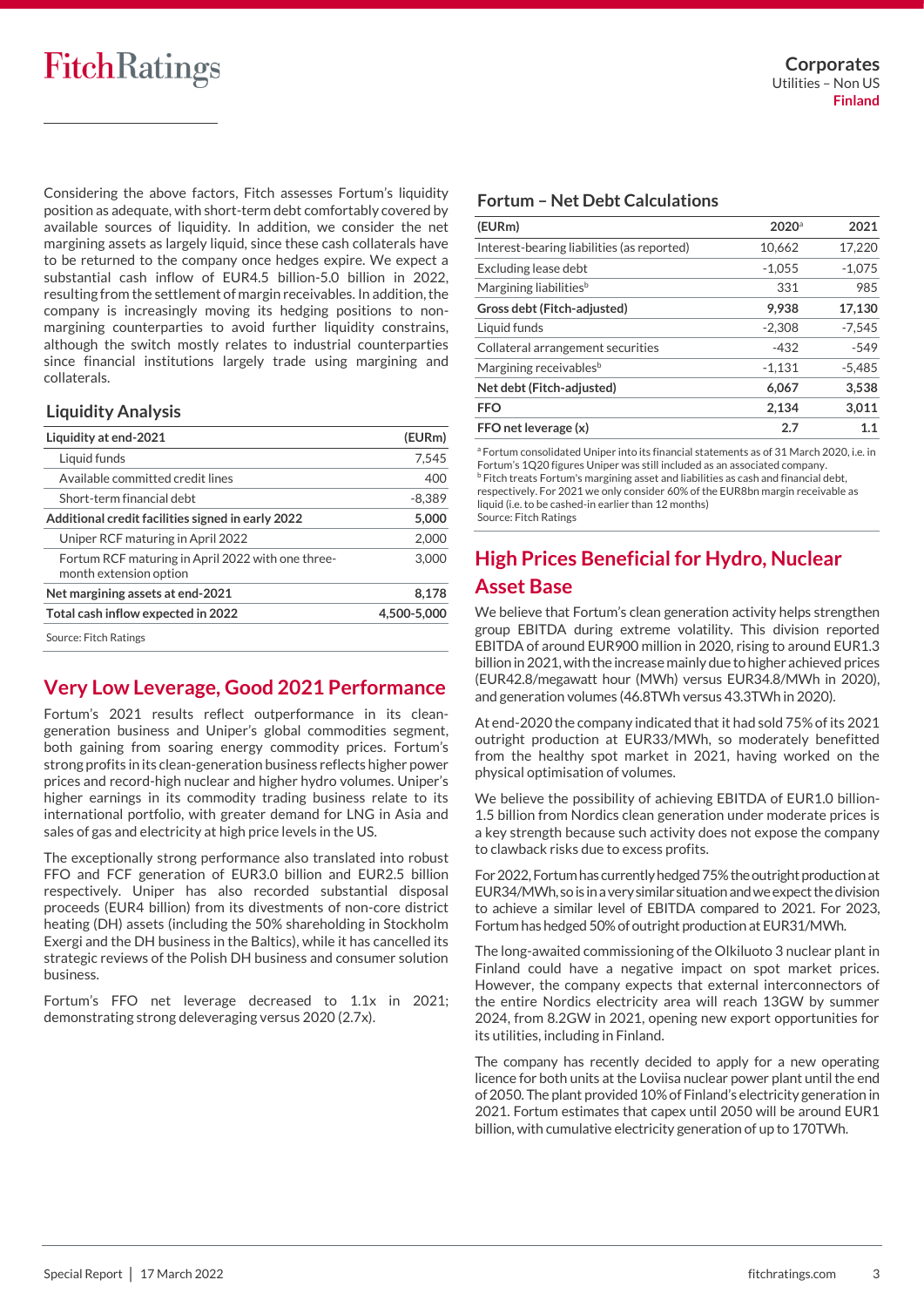Considering the above factors, Fitch assesses Fortum's liquidity position as adequate, with short-term debt comfortably covered by available sources of liquidity. In addition, we consider the net margining assets as largely liquid, since these cash collaterals have to be returned to the company once hedges expire. We expect a substantial cash inflow of EUR4.5 billion-5.0 billion in 2022, resulting from the settlement of margin receivables. In addition, the company is increasingly moving its hedging positions to non-margining counterparties to avoid further liquidity constrains, although the switch mostly relates to industrial counterparties since financial institutions largely trade using margining and collaterals.

### Liquidity Analysis

| Liquidity at end-2021 | (EURm) |
|---|---|
| Liquid funds | 7,545 |
| Available committed credit lines | 400 |
| Short-term financial debt | -8,389 |
| **Additional credit facilities signed in early 2022** | **5,000** |
| Uniper RCF maturing in April 2022 | 2,000 |
| Fortum RCF maturing in April 2022 with one three-month extension option | 3,000 |
| **Net margining assets at end-2021** | **8,178** |
| **Total cash inflow expected in 2022** | **4,500-5,000** |

Source: Fitch Ratings

## Very Low Leverage, Good 2021 Performance

Fortum's 2021 results reflect outperformance in its clean-generation business and Uniper's global commodities segment, both gaining from soaring energy commodity prices. Fortum's strong profits in its clean-generation business reflects higher power prices and record-high nuclear and higher hydro volumes. Uniper's higher earnings in its commodity trading business relate to its international portfolio, with greater demand for LNG in Asia and sales of gas and electricity at high price levels in the US.

The exceptionally strong performance also translated into robust FFO and FCF generation of EUR3.0 billion and EUR2.5 billion respectively. Uniper has also recorded substantial disposal proceeds (EUR4 billion) from its divestments of non-core district heating (DH) assets (including the 50% shareholding in Stockholm Exergi and the DH business in the Baltics), while it has cancelled its strategic reviews of the Polish DH business and consumer solution business.

Fortum's FFO net leverage decreased to 1.1x in 2021; demonstrating strong deleveraging versus 2020 (2.7x).

### Fortum – Net Debt Calculations

| (EURm) | 2020[a] | 2021 |
|---|---|---|
| Interest-bearing liabilities (as reported) | 10,662 | 17,220 |
| Excluding lease debt | -1,055 | -1,075 |
| Margining liabilities[b] | 331 | 985 |
| **Gross debt (Fitch-adjusted)** | **9,938** | **17,130** |
| Liquid funds | -2,308 | -7,545 |
| Collateral arrangement securities | -432 | -549 |
| Margining receivables[b] | -1,131 | -5,485 |
| **Net debt (Fitch-adjusted)** | **6,067** | **3,538** |
| **FFO** | **2,134** | **3,011** |
| **FFO net leverage (x)** | **2.7** | **1.1** |

[a] Fortum consolidated Uniper into its financial statements as of 31 March 2020, i.e. in Fortum's 1Q20 figures Uniper was still included as an associated company.
[b] Fitch treats Fortum's margining asset and liabilities as cash and financial debt, respectively. For 2021 we only consider 60% of the EUR8bn margin receivable as liquid (i.e. to be cashed-in earlier than 12 months)
Source: Fitch Ratings

## High Prices Beneficial for Hydro, Nuclear Asset Base

We believe that Fortum's clean generation activity helps strengthen group EBITDA during extreme volatility. This division reported EBITDA of around EUR900 million in 2020, rising to around EUR1.3 billion in 2021, with the increase mainly due to higher achieved prices (EUR42.8/megawatt hour (MWh) versus EUR34.8/MWh in 2020), and generation volumes (46.8TWh versus 43.3TWh in 2020).

At end-2020 the company indicated that it had sold 75% of its 2021 outright production at EUR33/MWh, so moderately benefitted from the healthy spot market in 2021, having worked on the physical optimisation of volumes.

We believe the possibility of achieving EBITDA of EUR1.0 billion-1.5 billion from Nordics clean generation under moderate prices is a key strength because such activity does not expose the company to clawback risks due to excess profits.

For 2022, Fortum has currently hedged 75% the outright production at EUR34/MWh, so is in a very similar situation and we expect the division to achieve a similar level of EBITDA compared to 2021. For 2023, Fortum has hedged 50% of outright production at EUR31/MWh.

The long-awaited commissioning of the Olkiluoto 3 nuclear plant in Finland could have a negative impact on spot market prices. However, the company expects that external interconnectors of the entire Nordics electricity area will reach 13GW by summer 2024, from 8.2GW in 2021, opening new export opportunities for its utilities, including in Finland.

The company has recently decided to apply for a new operating licence for both units at the Loviisa nuclear power plant until the end of 2050. The plant provided 10% of Finland's electricity generation in 2021. Fortum estimates that capex until 2050 will be around EUR1 billion, with cumulative electricity generation of up to 170TWh.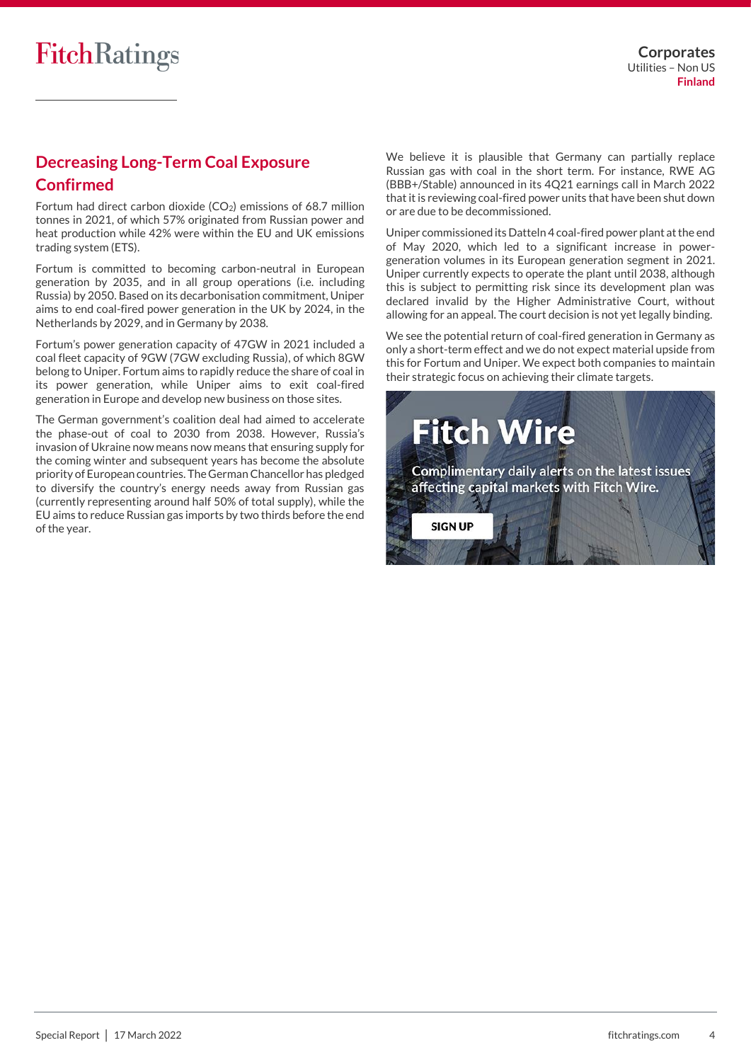## Decreasing Long-Term Coal Exposure Confirmed

Fortum had direct carbon dioxide ($CO_2$) emissions of 68.7 million tonnes in 2021, of which 57% originated from Russian power and heat production while 42% were within the EU and UK emissions trading system (ETS).

Fortum is committed to becoming carbon-neutral in European generation by 2035, and in all group operations (i.e. including Russia) by 2050. Based on its decarbonisation commitment, Uniper aims to end coal-fired power generation in the UK by 2024, in the Netherlands by 2029, and in Germany by 2038.

Fortum's power generation capacity of 47GW in 2021 included a coal fleet capacity of 9GW (7GW excluding Russia), of which 8GW belong to Uniper. Fortum aims to rapidly reduce the share of coal in its power generation, while Uniper aims to exit coal-fired generation in Europe and develop new business on those sites.

The German government's coalition deal had aimed to accelerate the phase-out of coal to 2030 from 2038. However, Russia's invasion of Ukraine now means now means that ensuring supply for the coming winter and subsequent years has become the absolute priority of European countries. The German Chancellor has pledged to diversify the country's energy needs away from Russian gas (currently representing around half 50% of total supply), while the EU aims to reduce Russian gas imports by two thirds before the end of the year.

We believe it is plausible that Germany can partially replace Russian gas with coal in the short term. For instance, RWE AG (BBB+/Stable) announced in its 4Q21 earnings call in March 2022 that it is reviewing coal-fired power units that have been shut down or are due to be decommissioned.

Uniper commissioned its Datteln 4 coal-fired power plant at the end of May 2020, which led to a significant increase in power-generation volumes in its European generation segment in 2021. Uniper currently expects to operate the plant until 2038, although this is subject to permitting risk since its development plan was declared invalid by the Higher Administrative Court, without allowing for an appeal. The court decision is not yet legally binding.

We see the potential return of coal-fired generation in Germany as only a short-term effect and we do not expect material upside from this for Fortum and Uniper. We expect both companies to maintain their strategic focus on achieving their climate targets.

**Fitch Wire**

Complimentary daily alerts on the latest issues affecting capital markets with Fitch Wire.

SIGN UP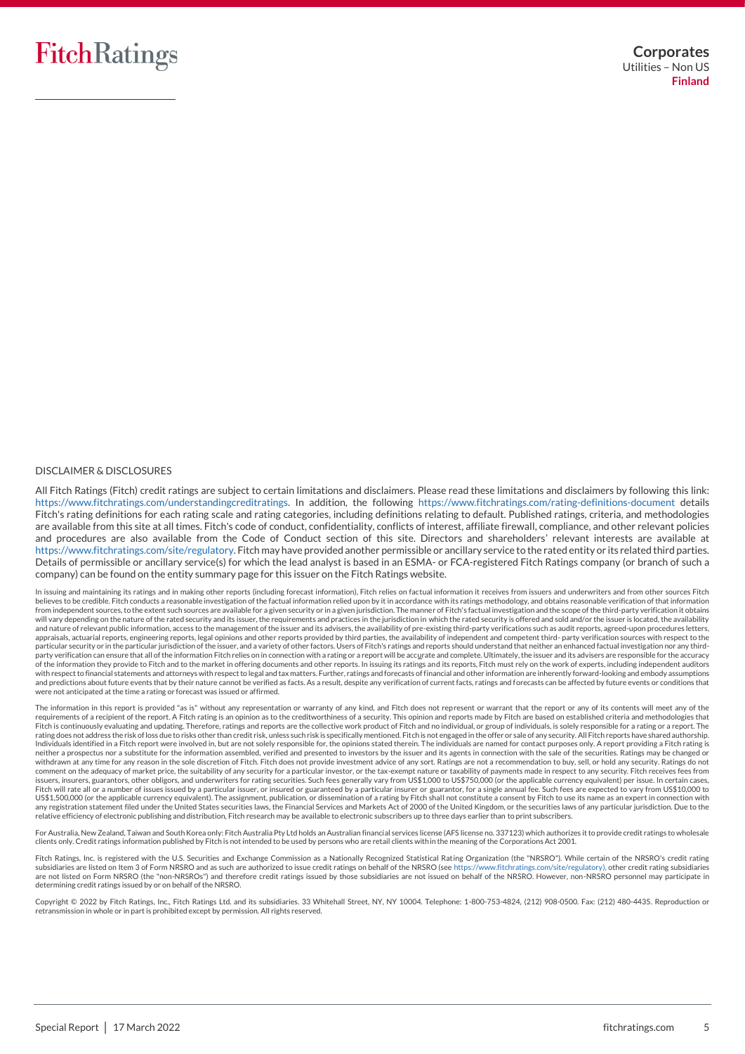DISCLAIMER & DISCLOSURES

All Fitch Ratings (Fitch) credit ratings are subject to certain limitations and disclaimers. Please read these limitations and disclaimers by following this link: https://www.fitchratings.com/understandingcreditratings. In addition, the following https://www.fitchratings.com/rating-definitions-document details Fitch's rating definitions for each rating scale and rating categories, including definitions relating to default. Published ratings, criteria, and methodologies are available from this site at all times. Fitch's code of conduct, confidentiality, conflicts of interest, affiliate firewall, compliance, and other relevant policies and procedures are also available from the Code of Conduct section of this site. Directors and shareholders' relevant interests are available at https://www.fitchratings.com/site/regulatory. Fitch may have provided another permissible or ancillary service to the rated entity or its related third parties. Details of permissible or ancillary service(s) for which the lead analyst is based in an ESMA- or FCA-registered Fitch Ratings company (or branch of such a company) can be found on the entity summary page for this issuer on the Fitch Ratings website.

In issuing and maintaining its ratings and in making other reports (including forecast information), Fitch relies on factual information it receives from issuers and underwriters and from other sources Fitch believes to be credible. Fitch conducts a reasonable investigation of the factual information relied upon by it in accordance with its ratings methodology, and obtains reasonable verification of that information from independent sources, to the extent such sources are available for a given security or in a given jurisdiction. The manner of Fitch's factual investigation and the scope of the third-party verification it obtains will vary depending on the nature of the rated security and its issuer, the requirements and practices in the jurisdiction in which the rated security is offered and sold and/or the issuer is located, the availability and nature of relevant public information, access to the management of the issuer and its advisers, the availability of pre-existing third-party verifications such as audit reports, agreed-upon procedures letters, appraisals, actuarial reports, engineering reports, legal opinions and other reports provided by third parties, the availability of independent and competent third- party verification sources with respect to the particular security or in the particular jurisdiction of the issuer, and a variety of other factors. Users of Fitch's ratings and reports should understand that neither an enhanced factual investigation nor any third-party verification can ensure that all of the information Fitch relies on in connection with a rating or a report will be accurate and complete. Ultimately, the issuer and its advisers are responsible for the accuracy of the information they provide to Fitch and to the market in offering documents and other reports. In issuing its ratings and its reports, Fitch must rely on the work of experts, including independent auditors with respect to financial statements and attorneys with respect to legal and tax matters. Further, ratings and forecasts of financial and other information are inherently forward-looking and embody assumptions and predictions about future events that by their nature cannot be verified as facts. As a result, despite any verification of current facts, ratings and forecasts can be affected by future events or conditions that were not anticipated at the time a rating or forecast was issued or affirmed.

The information in this report is provided "as is" without any representation or warranty of any kind, and Fitch does not represent or warrant that the report or any of its contents will meet any of the requirements of a recipient of the report. A Fitch rating is an opinion as to the creditworthiness of a security. This opinion and reports made by Fitch are based on established criteria and methodologies that Fitch is continuously evaluating and updating. Therefore, ratings and reports are the collective work product of Fitch and no individual, or group of individuals, is solely responsible for a rating or a report. The rating does not address the risk of loss due to risks other than credit risk, unless such risk is specifically mentioned. Fitch is not engaged in the offer or sale of any security. All Fitch reports have shared authorship. Individuals identified in a Fitch report were involved in, but are not solely responsible for, the opinions stated therein. The individuals are named for contact purposes only. A report providing a Fitch rating is neither a prospectus nor a substitute for the information assembled, verified and presented to investors by the issuer and its agents in connection with the sale of the securities. Ratings may be changed or withdrawn at any time for any reason in the sole discretion of Fitch. Fitch does not provide investment advice of any sort. Ratings are not a recommendation to buy, sell, or hold any security. Ratings do not comment on the adequacy of market price, the suitability of any security for a particular investor, or the tax-exempt nature or taxability of payments made in respect to any security. Fitch receives fees from issuers, insurers, guarantors, other obligors, and underwriters for rating securities. Such fees generally vary from US$1,000 to US$750,000 (or the applicable currency equivalent) per issue. In certain cases, Fitch will rate all or a number of issues issued by a particular issuer, or insured or guaranteed by a particular insurer or guarantor, for a single annual fee. Such fees are expected to vary from US$10,000 to US$1,500,000 (or the applicable currency equivalent). The assignment, publication, or dissemination of a rating by Fitch shall not constitute a consent by Fitch to use its name as an expert in connection with any registration statement filed under the United States securities laws, the Financial Services and Markets Act of 2000 of the United Kingdom, or the securities laws of any particular jurisdiction. Due to the relative efficiency of electronic publishing and distribution, Fitch research may be available to electronic subscribers up to three days earlier than to print subscribers.

For Australia, New Zealand, Taiwan and South Korea only: Fitch Australia Pty Ltd holds an Australian financial services license (AFS license no. 337123) which authorizes it to provide credit ratings to wholesale clients only. Credit ratings information published by Fitch is not intended to be used by persons who are retail clients within the meaning of the Corporations Act 2001.

Fitch Ratings, Inc. is registered with the U.S. Securities and Exchange Commission as a Nationally Recognized Statistical Rating Organization (the "NRSRO"). While certain of the NRSRO's credit rating subsidiaries are listed on Item 3 of Form NRSRO and as such are authorized to issue credit ratings on behalf of the NRSRO (see https://www.fitchratings.com/site/regulatory), other credit rating subsidiaries are not listed on Form NRSRO (the "non-NRSROs") and therefore credit ratings issued by those subsidiaries are not issued on behalf of the NRSRO. However, non-NRSRO personnel may participate in determining credit ratings issued by or on behalf of the NRSRO.

Copyright © 2022 by Fitch Ratings, Inc., Fitch Ratings Ltd. and its subsidiaries. 33 Whitehall Street, NY, NY 10004. Telephone: 1-800-753-4824, (212) 908-0500. Fax: (212) 480-4435. Reproduction or retransmission in whole or in part is prohibited except by permission. All rights reserved.